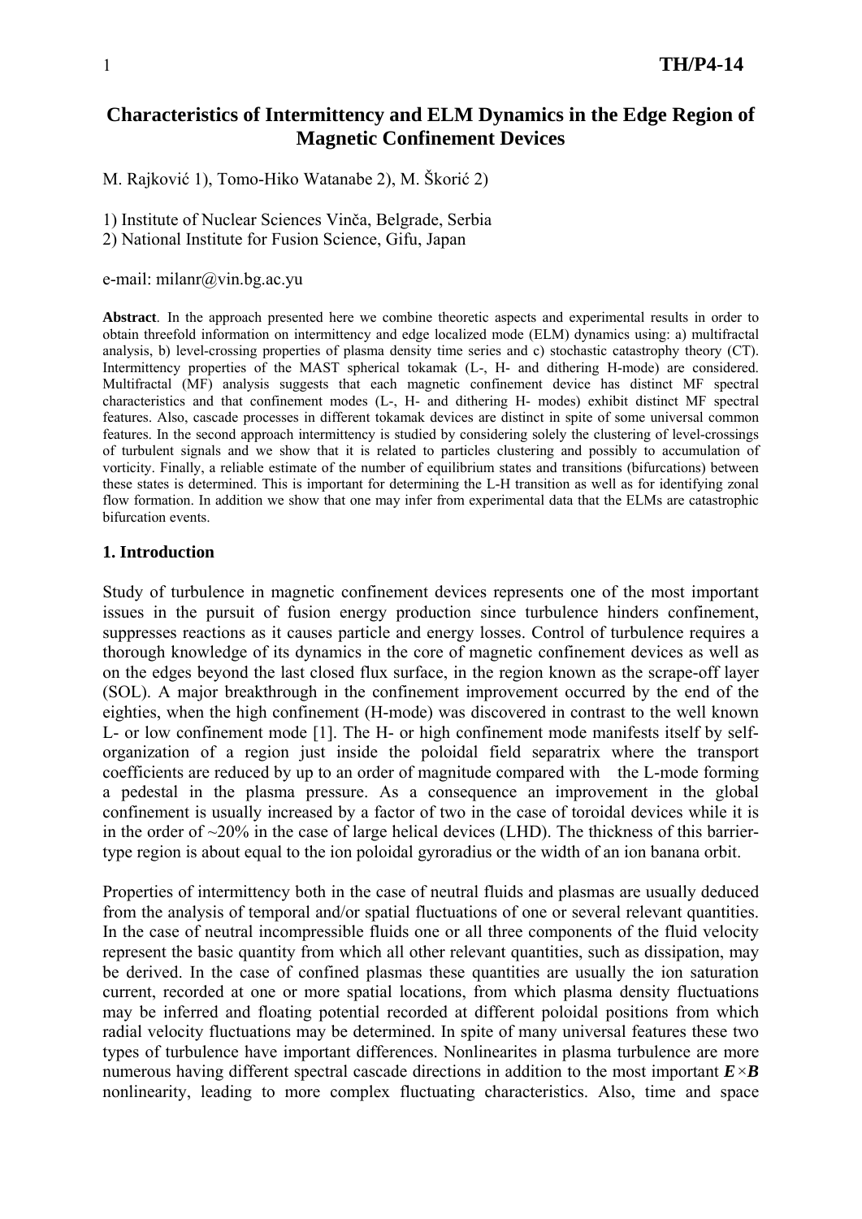# Characteristics of Intermittency and ELM Dynamics in the Edge Region of Magnetic Confinement Devices

M. Rajković 1), Tomo-Hiko Watanabe 2), M. Škorić 2)

1) Institute of Nuclear Sciences Vinča, Belgrade, Serbia
2) National Institute for Fusion Science, Gifu, Japan

e-mail: milanr@vin.bg.ac.yu

**Abstract**. In the approach presented here we combine theoretic aspects and experimental results in order to obtain threefold information on intermittency and edge localized mode (ELM) dynamics using: a) multifractal analysis, b) level-crossing properties of plasma density time series and c) stochastic catastrophy theory (CT). Intermittency properties of the MAST spherical tokamak (L-, H- and dithering H-mode) are considered. Multifractal (MF) analysis suggests that each magnetic confinement device has distinct MF spectral characteristics and that confinement modes (L-, H- and dithering H- modes) exhibit distinct MF spectral features. Also, cascade processes in different tokamak devices are distinct in spite of some universal common features. In the second approach intermittency is studied by considering solely the clustering of level-crossings of turbulent signals and we show that it is related to particles clustering and possibly to accumulation of vorticity. Finally, a reliable estimate of the number of equilibrium states and transitions (bifurcations) between these states is determined. This is important for determining the L-H transition as well as for identifying zonal flow formation. In addition we show that one may infer from experimental data that the ELMs are catastrophic bifurcation events.

## 1. Introduction

Study of turbulence in magnetic confinement devices represents one of the most important issues in the pursuit of fusion energy production since turbulence hinders confinement, suppresses reactions as it causes particle and energy losses. Control of turbulence requires a thorough knowledge of its dynamics in the core of magnetic confinement devices as well as on the edges beyond the last closed flux surface, in the region known as the scrape-off layer (SOL). A major breakthrough in the confinement improvement occurred by the end of the eighties, when the high confinement (H-mode) was discovered in contrast to the well known L- or low confinement mode [1]. The H- or high confinement mode manifests itself by self-organization of a region just inside the poloidal field separatrix where the transport coefficients are reduced by up to an order of magnitude compared with the L-mode forming a pedestal in the plasma pressure. As a consequence an improvement in the global confinement is usually increased by a factor of two in the case of toroidal devices while it is in the order of ~20% in the case of large helical devices (LHD). The thickness of this barrier-type region is about equal to the ion poloidal gyroradius or the width of an ion banana orbit.

Properties of intermittency both in the case of neutral fluids and plasmas are usually deduced from the analysis of temporal and/or spatial fluctuations of one or several relevant quantities. In the case of neutral incompressible fluids one or all three components of the fluid velocity represent the basic quantity from which all other relevant quantities, such as dissipation, may be derived. In the case of confined plasmas these quantities are usually the ion saturation current, recorded at one or more spatial locations, from which plasma density fluctuations may be inferred and floating potential recorded at different poloidal positions from which radial velocity fluctuations may be determined. In spite of many universal features these two types of turbulence have important differences. Nonlinearites in plasma turbulence are more numerous having different spectral cascade directions in addition to the most important $\boldsymbol{E}\times\boldsymbol{B}$ nonlinearity, leading to more complex fluctuating characteristics. Also, time and space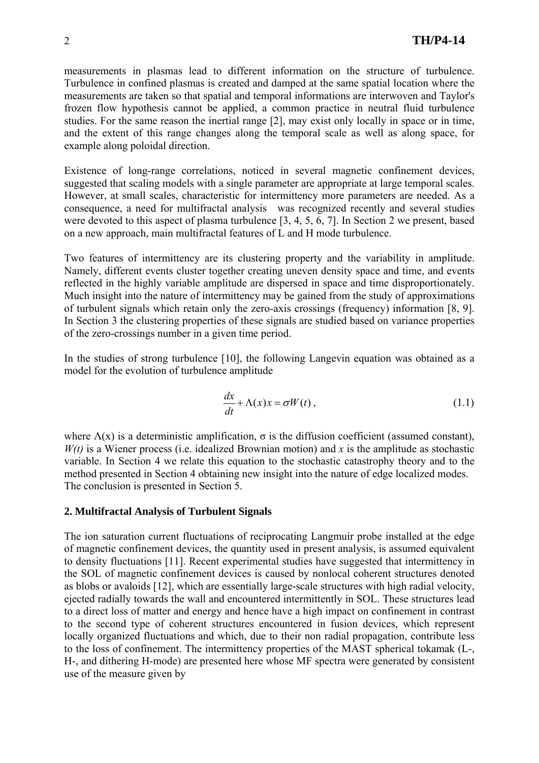measurements in plasmas lead to different information on the structure of turbulence. Turbulence in confined plasmas is created and damped at the same spatial location where the measurements are taken so that spatial and temporal informations are interwoven and Taylor's frozen flow hypothesis cannot be applied, a common practice in neutral fluid turbulence studies. For the same reason the inertial range [2], may exist only locally in space or in time, and the extent of this range changes along the temporal scale as well as along space, for example along poloidal direction.

Existence of long-range correlations, noticed in several magnetic confinement devices, suggested that scaling models with a single parameter are appropriate at large temporal scales. However, at small scales, characteristic for intermittency more parameters are needed. As a consequence, a need for multifractal analysis was recognized recently and several studies were devoted to this aspect of plasma turbulence [3, 4, 5, 6, 7]. In Section 2 we present, based on a new approach, main multifractal features of L and H mode turbulence.

Two features of intermittency are its clustering property and the variability in amplitude. Namely, different events cluster together creating uneven density space and time, and events reflected in the highly variable amplitude are dispersed in space and time disproportionately. Much insight into the nature of intermittency may be gained from the study of approximations of turbulent signals which retain only the zero-axis crossings (frequency) information [8, 9]. In Section 3 the clustering properties of these signals are studied based on variance properties of the zero-crossings number in a given time period.

In the studies of strong turbulence [10], the following Langevin equation was obtained as a model for the evolution of turbulence amplitude

$$\frac{dx}{dt} + \Lambda(x)x = \sigma W(t)\,, \tag{1.1}$$

where $\Lambda(x)$ is a deterministic amplification, $\sigma$ is the diffusion coefficient (assumed constant), $W(t)$ is a Wiener process (i.e. idealized Brownian motion) and $x$ is the amplitude as stochastic variable. In Section 4 we relate this equation to the stochastic catastrophy theory and to the method presented in Section 4 obtaining new insight into the nature of edge localized modes. The conclusion is presented in Section 5.

## 2. Multifractal Analysis of Turbulent Signals

The ion saturation current fluctuations of reciprocating Langmuir probe installed at the edge of magnetic confinement devices, the quantity used in present analysis, is assumed equivalent to density fluctuations [11]. Recent experimental studies have suggested that intermittency in the SOL of magnetic confinement devices is caused by nonlocal coherent structures denoted as blobs or avaloids [12], which are essentially large-scale structures with high radial velocity, ejected radially towards the wall and encountered intermittently in SOL. These structures lead to a direct loss of matter and energy and hence have a high impact on confinement in contrast to the second type of coherent structures encountered in fusion devices, which represent locally organized fluctuations and which, due to their non radial propagation, contribute less to the loss of confinement. The intermittency properties of the MAST spherical tokamak (L-, H-, and dithering H-mode) are presented here whose MF spectra were generated by consistent use of the measure given by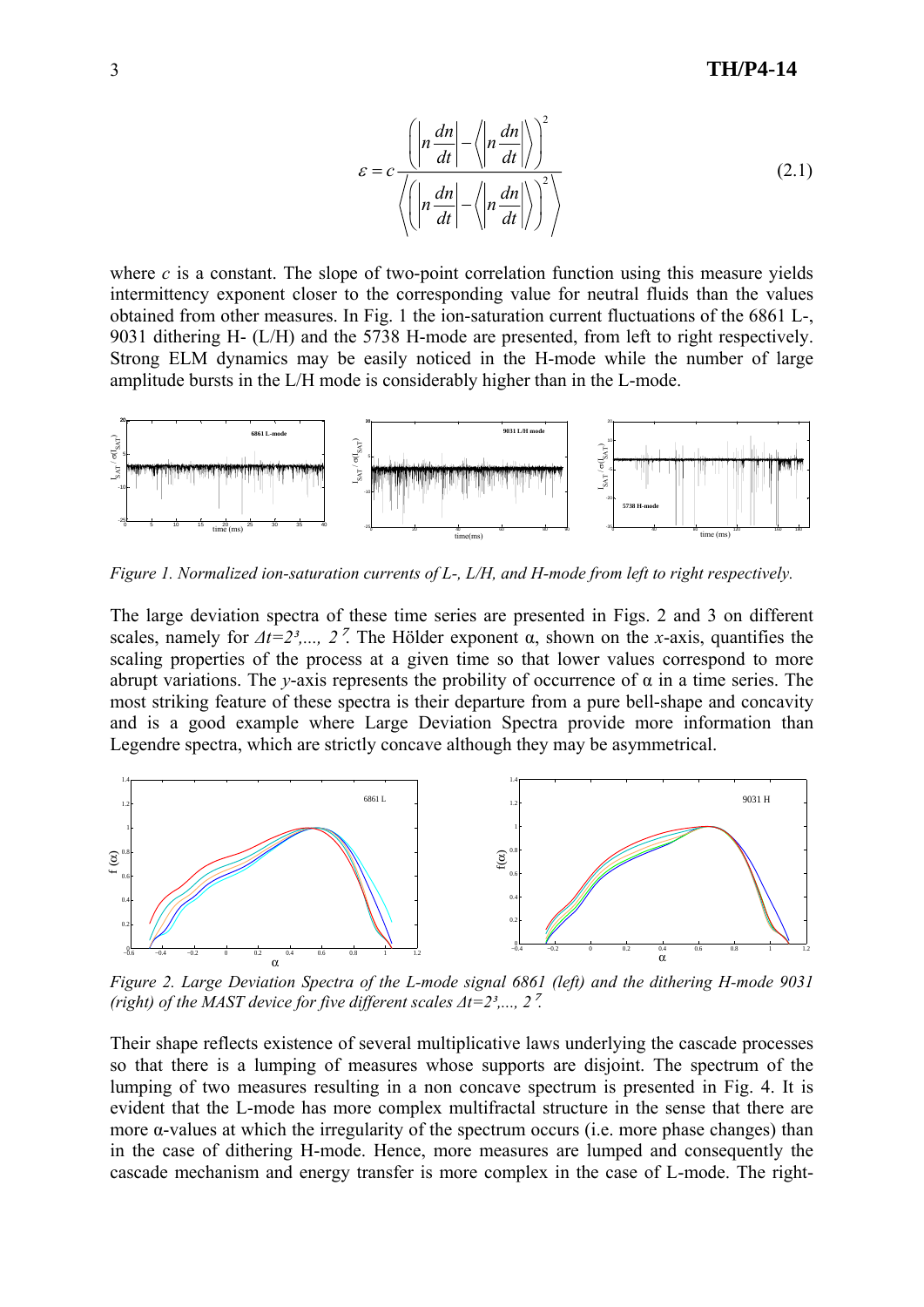$$\varepsilon = c\frac{\left(\left|n\frac{dn}{dt}\right| - \left\langle\left|n\frac{dn}{dt}\right|\right\rangle\right)^2}{\left\langle\left(\left|n\frac{dn}{dt}\right| - \left\langle\left|n\frac{dn}{dt}\right|\right\rangle\right)^2\right\rangle} \tag{2.1}$$

where $c$ is a constant. The slope of two-point correlation function using this measure yields intermittency exponent closer to the corresponding value for neutral fluids than the values obtained from other measures. In Fig. 1 the ion-saturation current fluctuations of the 6861 L-, 9031 dithering H- (L/H) and the 5738 H-mode are presented, from left to right respectively. Strong ELM dynamics may be easily noticed in the H-mode while the number of large amplitude bursts in the L/H mode is considerably higher than in the L-mode.

*Figure 1. Normalized ion-saturation currents of L-, L/H, and H-mode from left to right respectively.*

The large deviation spectra of these time series are presented in Figs. 2 and 3 on different scales, namely for $\Delta t=2^3,\ldots, 2^7$. The Hölder exponent α, shown on the *x*-axis, quantifies the scaling properties of the process at a given time so that lower values correspond to more abrupt variations. The *y*-axis represents the probility of occurrence of α in a time series. The most striking feature of these spectra is their departure from a pure bell-shape and concavity and is a good example where Large Deviation Spectra provide more information than Legendre spectra, which are strictly concave although they may be asymmetrical.

*Figure 2. Large Deviation Spectra of the L-mode signal 6861 (left) and the dithering H-mode 9031 (right) of the MAST device for five different scales $\Delta t=2^3,\ldots, 2^7$.*

Their shape reflects existence of several multiplicative laws underlying the cascade processes so that there is a lumping of measures whose supports are disjoint. The spectrum of the lumping of two measures resulting in a non concave spectrum is presented in Fig. 4. It is evident that the L-mode has more complex multifractal structure in the sense that there are more α-values at which the irregularity of the spectrum occurs (i.e. more phase changes) than in the case of dithering H-mode. Hence, more measures are lumped and consequently the cascade mechanism and energy transfer is more complex in the case of L-mode. The right-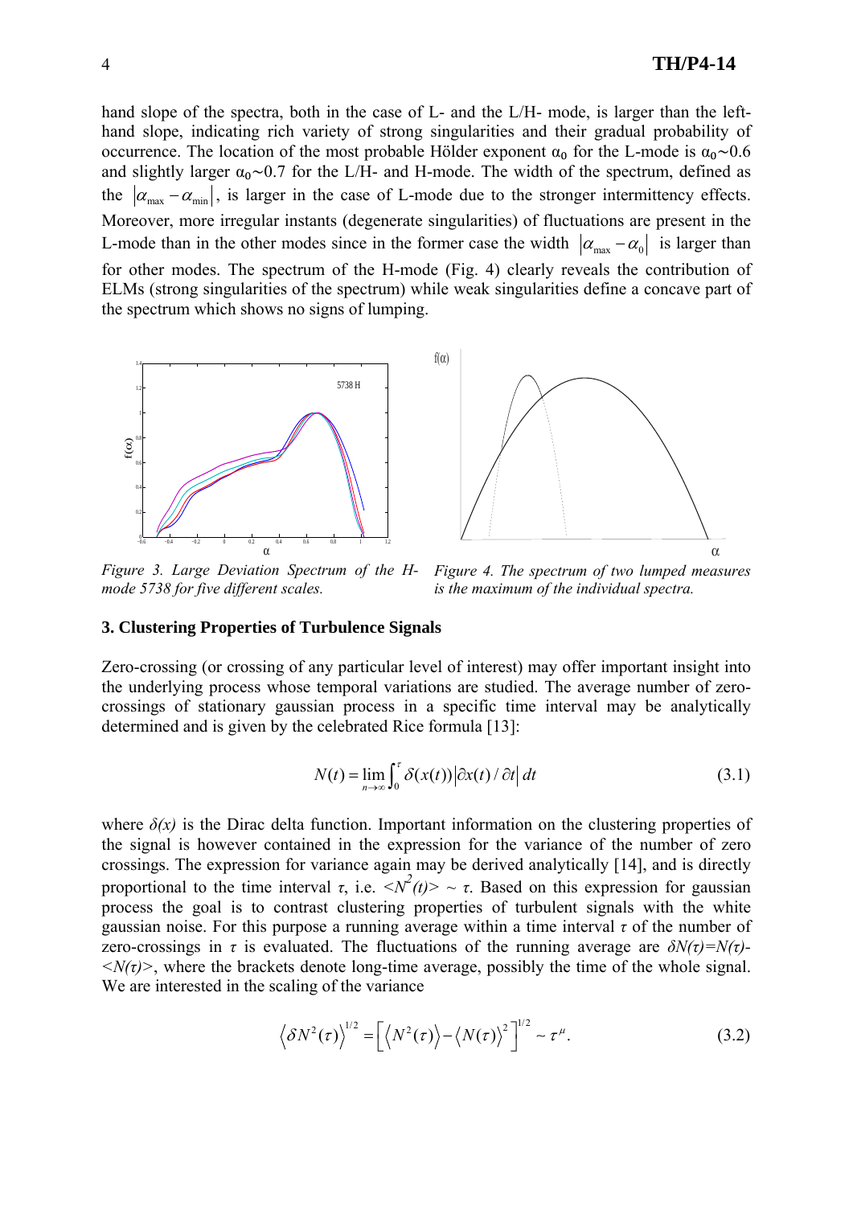hand slope of the spectra, both in the case of L- and the L/H- mode, is larger than the left-hand slope, indicating rich variety of strong singularities and their gradual probability of occurrence. The location of the most probable Hölder exponent $\alpha_0$ for the L-mode is $\alpha_0 \sim 0.6$ and slightly larger $\alpha_0 \sim 0.7$ for the L/H- and H-mode. The width of the spectrum, defined as the $|\alpha_{\max} - \alpha_{\min}|$, is larger in the case of L-mode due to the stronger intermittency effects. Moreover, more irregular instants (degenerate singularities) of fluctuations are present in the L-mode than in the other modes since in the former case the width $|\alpha_{\max} - \alpha_0|$ is larger than for other modes. The spectrum of the H-mode (Fig. 4) clearly reveals the contribution of ELMs (strong singularities of the spectrum) while weak singularities define a concave part of the spectrum which shows no signs of lumping.

*Figure 3. Large Deviation Spectrum of the H-mode 5738 for five different scales.*

*Figure 4. The spectrum of two lumped measures is the maximum of the individual spectra.*

### 3. Clustering Properties of Turbulence Signals

Zero-crossing (or crossing of any particular level of interest) may offer important insight into the underlying process whose temporal variations are studied. The average number of zero-crossings of stationary gaussian process in a specific time interval may be analytically determined and is given by the celebrated Rice formula [13]:

$$N(t) = \lim_{n \to \infty} \int_0^{\tau} \delta(x(t)) \left| \partial x(t) / \partial t \right| dt \tag{3.1}$$

where $\delta(x)$ is the Dirac delta function. Important information on the clustering properties of the signal is however contained in the expression for the variance of the number of zero crossings. The expression for variance again may be derived analytically [14], and is directly proportional to the time interval $\tau$, i.e. $\langle N^2(t) \rangle \sim \tau$. Based on this expression for gaussian process the goal is to contrast clustering properties of turbulent signals with the white gaussian noise. For this purpose a running average within a time interval $\tau$ of the number of zero-crossings in $\tau$ is evaluated. The fluctuations of the running average are $\delta N(\tau) = N(\tau) - \langle N(\tau) \rangle$, where the brackets denote long-time average, possibly the time of the whole signal. We are interested in the scaling of the variance

$$\left\langle \delta N^2(\tau) \right\rangle^{1/2} = \left[ \left\langle N^2(\tau) \right\rangle - \left\langle N(\tau) \right\rangle^2 \right]^{1/2} \sim \tau^{\mu}. \tag{3.2}$$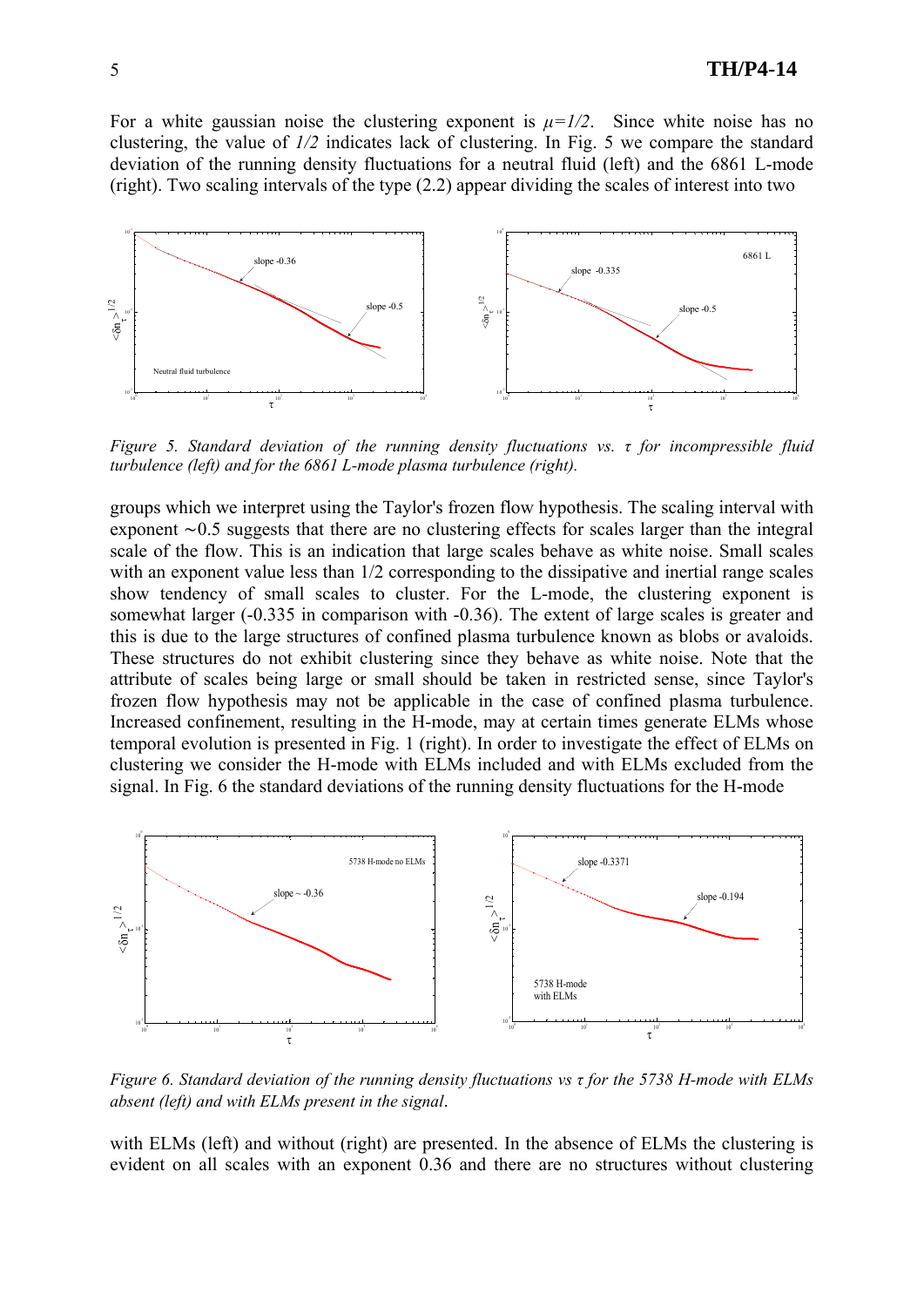For a white gaussian noise the clustering exponent is $\mu=1/2$. Since white noise has no clustering, the value of $1/2$ indicates lack of clustering. In Fig. 5 we compare the standard deviation of the running density fluctuations for a neutral fluid (left) and the 6861 L-mode (right). Two scaling intervals of the type (2.2) appear dividing the scales of interest into two

*Figure 5. Standard deviation of the running density fluctuations vs. $\tau$ for incompressible fluid turbulence (left) and for the 6861 L-mode plasma turbulence (right).*

groups which we interpret using the Taylor's frozen flow hypothesis. The scaling interval with exponent $\sim 0.5$ suggests that there are no clustering effects for scales larger than the integral scale of the flow. This is an indication that large scales behave as white noise. Small scales with an exponent value less than 1/2 corresponding to the dissipative and inertial range scales show tendency of small scales to cluster. For the L-mode, the clustering exponent is somewhat larger (-0.335 in comparison with -0.36). The extent of large scales is greater and this is due to the large structures of confined plasma turbulence known as blobs or avaloids. These structures do not exhibit clustering since they behave as white noise. Note that the attribute of scales being large or small should be taken in restricted sense, since Taylor's frozen flow hypothesis may not be applicable in the case of confined plasma turbulence. Increased confinement, resulting in the H-mode, may at certain times generate ELMs whose temporal evolution is presented in Fig. 1 (right). In order to investigate the effect of ELMs on clustering we consider the H-mode with ELMs included and with ELMs excluded from the signal. In Fig. 6 the standard deviations of the running density fluctuations for the H-mode

*Figure 6. Standard deviation of the running density fluctuations vs $\tau$ for the 5738 H-mode with ELMs absent (left) and with ELMs present in the signal.*

with ELMs (left) and without (right) are presented. In the absence of ELMs the clustering is evident on all scales with an exponent 0.36 and there are no structures without clustering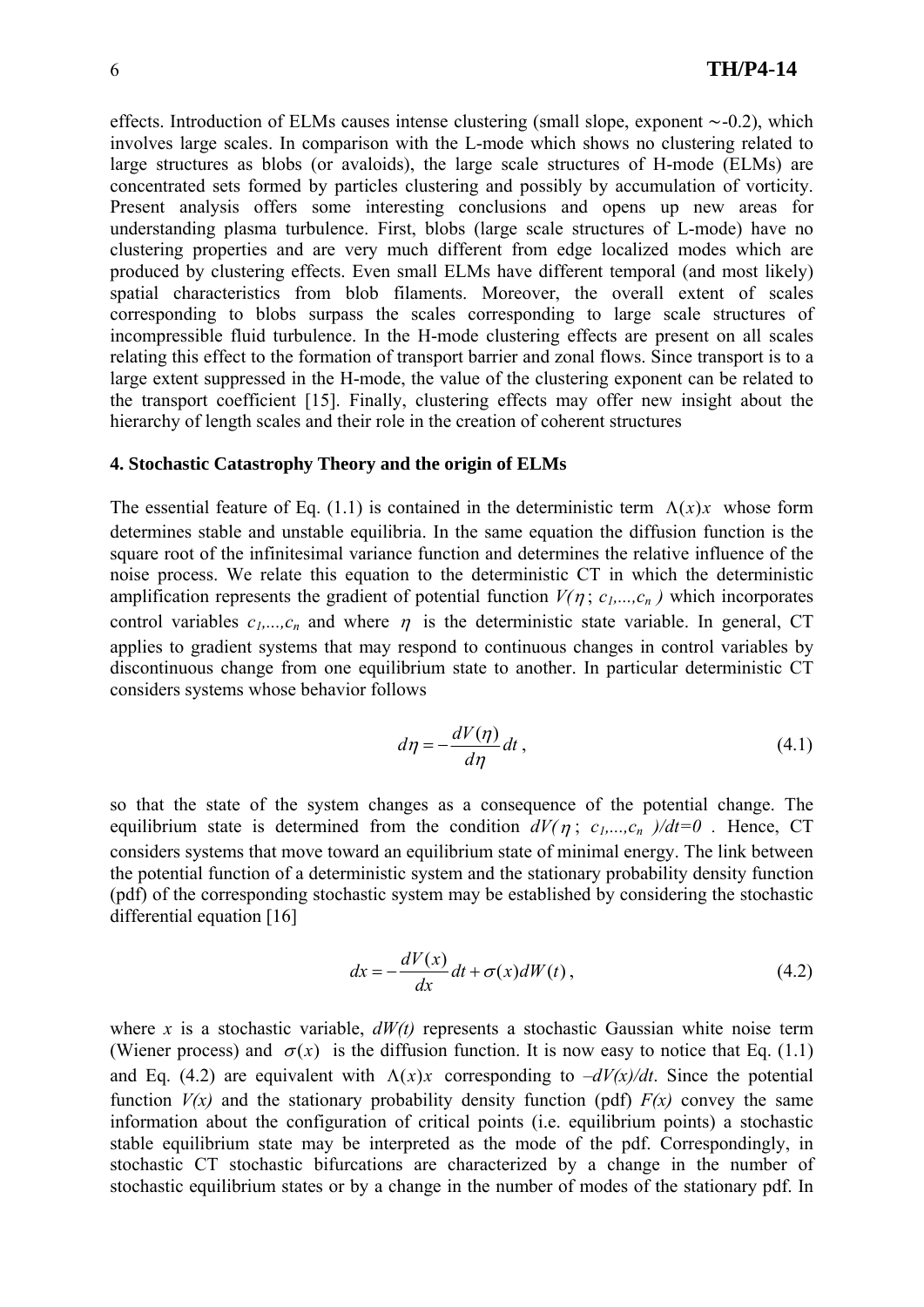effects. Introduction of ELMs causes intense clustering (small slope, exponent ~-0.2), which involves large scales. In comparison with the L-mode which shows no clustering related to large structures as blobs (or avaloids), the large scale structures of H-mode (ELMs) are concentrated sets formed by particles clustering and possibly by accumulation of vorticity. Present analysis offers some interesting conclusions and opens up new areas for understanding plasma turbulence. First, blobs (large scale structures of L-mode) have no clustering properties and are very much different from edge localized modes which are produced by clustering effects. Even small ELMs have different temporal (and most likely) spatial characteristics from blob filaments. Moreover, the overall extent of scales corresponding to blobs surpass the scales corresponding to large scale structures of incompressible fluid turbulence. In the H-mode clustering effects are present on all scales relating this effect to the formation of transport barrier and zonal flows. Since transport is to a large extent suppressed in the H-mode, the value of the clustering exponent can be related to the transport coefficient [15]. Finally, clustering effects may offer new insight about the hierarchy of length scales and their role in the creation of coherent structures

## 4. Stochastic Catastrophy Theory and the origin of ELMs

The essential feature of Eq. (1.1) is contained in the deterministic term $\Lambda(x)x$ whose form determines stable and unstable equilibria. In the same equation the diffusion function is the square root of the infinitesimal variance function and determines the relative influence of the noise process. We relate this equation to the deterministic CT in which the deterministic amplification represents the gradient of potential function $V(\eta\,;\, c_1,...,c_n)$ which incorporates control variables $c_1,...,c_n$ and where $\eta$ is the deterministic state variable. In general, CT applies to gradient systems that may respond to continuous changes in control variables by discontinuous change from one equilibrium state to another. In particular deterministic CT considers systems whose behavior follows

$$d\eta = -\frac{dV(\eta)}{d\eta}dt\,, \tag{4.1}$$

so that the state of the system changes as a consequence of the potential change. The equilibrium state is determined from the condition $dV(\eta\,;\, c_1,...,c_n)/dt=0$ . Hence, CT considers systems that move toward an equilibrium state of minimal energy. The link between the potential function of a deterministic system and the stationary probability density function (pdf) of the corresponding stochastic system may be established by considering the stochastic differential equation [16]

$$dx = -\frac{dV(x)}{dx}dt + \sigma(x)dW(t)\,, \tag{4.2}$$

where $x$ is a stochastic variable, $dW(t)$ represents a stochastic Gaussian white noise term (Wiener process) and $\sigma(x)$ is the diffusion function. It is now easy to notice that Eq. (1.1) and Eq. (4.2) are equivalent with $\Lambda(x)x$ corresponding to $-dV(x)/dt$. Since the potential function $V(x)$ and the stationary probability density function (pdf) $F(x)$ convey the same information about the configuration of critical points (i.e. equilibrium points) a stochastic stable equilibrium state may be interpreted as the mode of the pdf. Correspondingly, in stochastic CT stochastic bifurcations are characterized by a change in the number of stochastic equilibrium states or by a change in the number of modes of the stationary pdf. In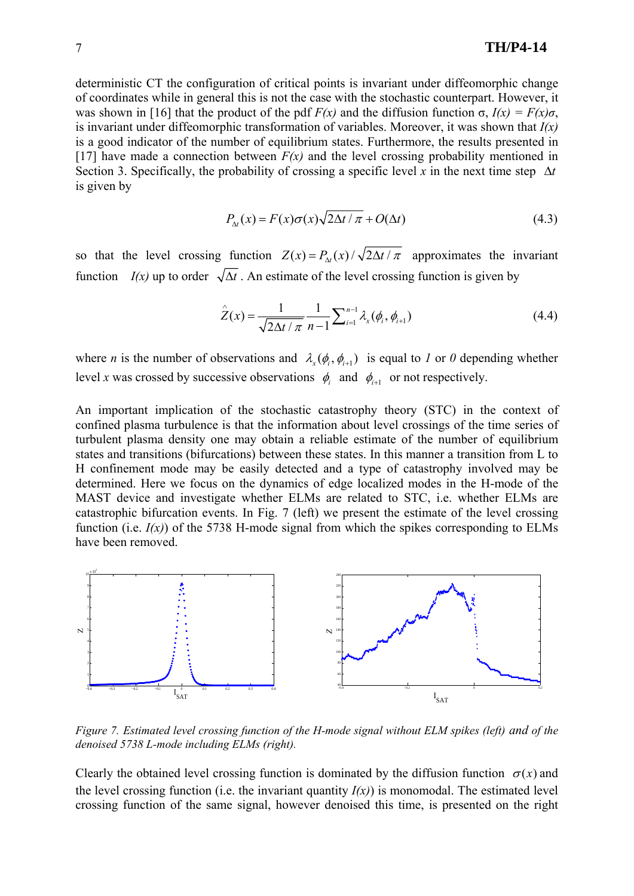deterministic CT the configuration of critical points is invariant under diffeomorphic change of coordinates while in general this is not the case with the stochastic counterpart. However, it was shown in [16] that the product of the pdf $F(x)$ and the diffusion function σ, $I(x) = F(x)\sigma$, is invariant under diffeomorphic transformation of variables. Moreover, it was shown that $I(x)$ is a good indicator of the number of equilibrium states. Furthermore, the results presented in [17] have made a connection between $F(x)$ and the level crossing probability mentioned in Section 3. Specifically, the probability of crossing a specific level $x$ in the next time step $\Delta t$ is given by

$$P_{\Delta t}(x) = F(x)\sigma(x)\sqrt{2\Delta t/\pi} + O(\Delta t) \tag{4.3}$$

so that the level crossing function $Z(x) = P_{\Delta t}(x)/\sqrt{2\Delta t/\pi}$ approximates the invariant function $I(x)$ up to order $\sqrt{\Delta t}$. An estimate of the level crossing function is given by

$$\hat{Z}(x) = \frac{1}{\sqrt{2\Delta t/\pi}}\frac{1}{n-1}\sum_{i=1}^{n-1}\lambda_x(\phi_i, \phi_{i+1}) \tag{4.4}$$

where $n$ is the number of observations and $\lambda_x(\phi_i, \phi_{i+1})$ is equal to *1* or *0* depending whether level $x$ was crossed by successive observations $\phi_i$ and $\phi_{i+1}$ or not respectively.

An important implication of the stochastic catastrophy theory (STC) in the context of confined plasma turbulence is that the information about level crossings of the time series of turbulent plasma density one may obtain a reliable estimate of the number of equilibrium states and transitions (bifurcations) between these states. In this manner a transition from L to H confinement mode may be easily detected and a type of catastrophy involved may be determined. Here we focus on the dynamics of edge localized modes in the H-mode of the MAST device and investigate whether ELMs are related to STC, i.e. whether ELMs are catastrophic bifurcation events. In Fig. 7 (left) we present the estimate of the level crossing function (i.e. $I(x)$) of the 5738 H-mode signal from which the spikes corresponding to ELMs have been removed.

*Figure 7. Estimated level crossing function of the H-mode signal without ELM spikes (left) and of the denoised 5738 L-mode including ELMs (right).*

Clearly the obtained level crossing function is dominated by the diffusion function $\sigma(x)$ and the level crossing function (i.e. the invariant quantity $I(x)$) is monomodal. The estimated level crossing function of the same signal, however denoised this time, is presented on the right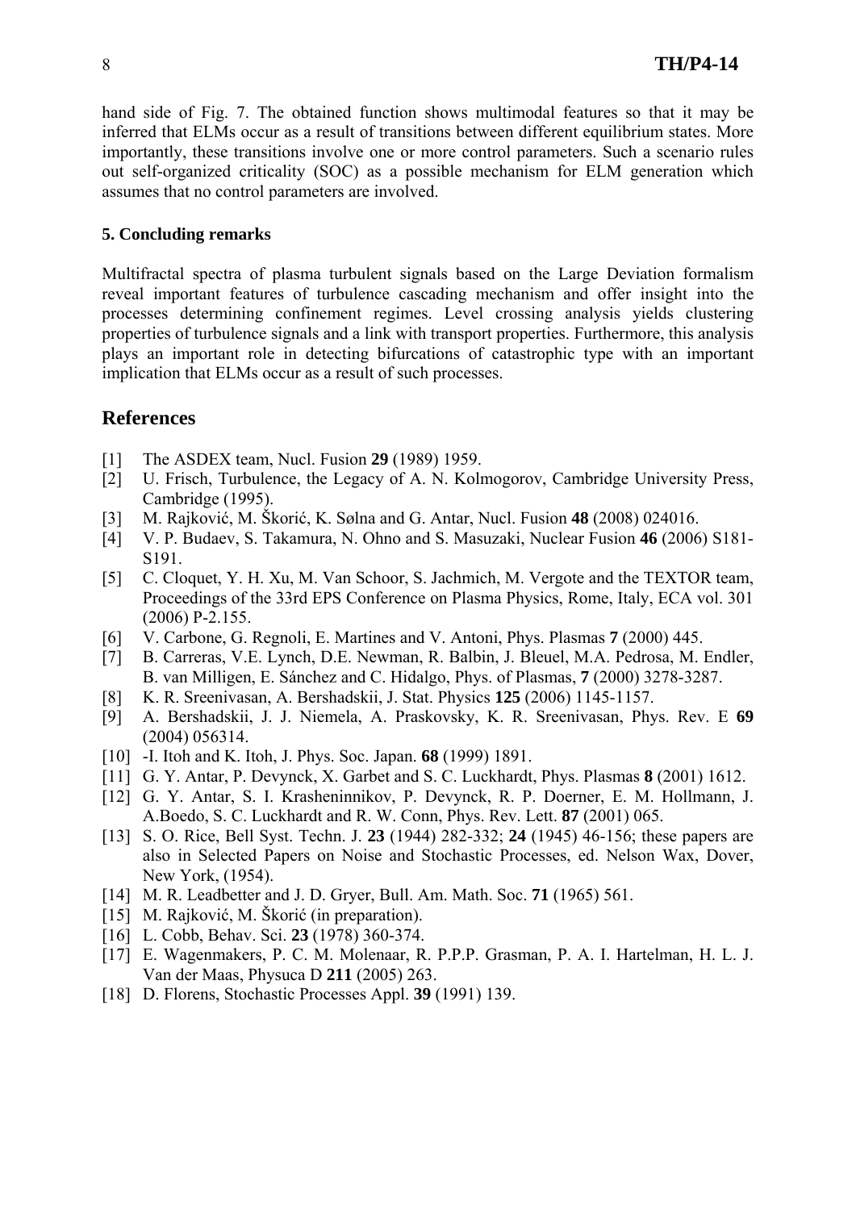hand side of Fig. 7. The obtained function shows multimodal features so that it may be inferred that ELMs occur as a result of transitions between different equilibrium states. More importantly, these transitions involve one or more control parameters. Such a scenario rules out self-organized criticality (SOC) as a possible mechanism for ELM generation which assumes that no control parameters are involved.

### 5. Concluding remarks

Multifractal spectra of plasma turbulent signals based on the Large Deviation formalism reveal important features of turbulence cascading mechanism and offer insight into the processes determining confinement regimes. Level crossing analysis yields clustering properties of turbulence signals and a link with transport properties. Furthermore, this analysis plays an important role in detecting bifurcations of catastrophic type with an important implication that ELMs occur as a result of such processes.

## References

[1] The ASDEX team, Nucl. Fusion **29** (1989) 1959.

[2] U. Frisch, Turbulence, the Legacy of A. N. Kolmogorov, Cambridge University Press, Cambridge (1995).

[3] M. Rajković, M. Škorić, K. Sølna and G. Antar, Nucl. Fusion **48** (2008) 024016.

[4] V. P. Budaev, S. Takamura, N. Ohno and S. Masuzaki, Nuclear Fusion **46** (2006) S181-S191.

[5] C. Cloquet, Y. H. Xu, M. Van Schoor, S. Jachmich, M. Vergote and the TEXTOR team, Proceedings of the 33rd EPS Conference on Plasma Physics, Rome, Italy, ECA vol. 301 (2006) P-2.155.

[6] V. Carbone, G. Regnoli, E. Martines and V. Antoni, Phys. Plasmas **7** (2000) 445.

[7] B. Carreras, V.E. Lynch, D.E. Newman, R. Balbin, J. Bleuel, M.A. Pedrosa, M. Endler, B. van Milligen, E. Sánchez and C. Hidalgo, Phys. of Plasmas, **7** (2000) 3278-3287.

[8] K. R. Sreenivasan, A. Bershadskii, J. Stat. Physics **125** (2006) 1145-1157.

[9] A. Bershadskii, J. J. Niemela, A. Praskovsky, K. R. Sreenivasan, Phys. Rev. E **69** (2004) 056314.

[10] -I. Itoh and K. Itoh, J. Phys. Soc. Japan. **68** (1999) 1891.

[11] G. Y. Antar, P. Devynck, X. Garbet and S. C. Luckhardt, Phys. Plasmas **8** (2001) 1612.

[12] G. Y. Antar, S. I. Krasheninnikov, P. Devynck, R. P. Doerner, E. M. Hollmann, J. A.Boedo, S. C. Luckhardt and R. W. Conn, Phys. Rev. Lett. **87** (2001) 065.

[13] S. O. Rice, Bell Syst. Techn. J. **23** (1944) 282-332; **24** (1945) 46-156; these papers are also in Selected Papers on Noise and Stochastic Processes, ed. Nelson Wax, Dover, New York, (1954).

[14] M. R. Leadbetter and J. D. Gryer, Bull. Am. Math. Soc. **71** (1965) 561.

[15] M. Rajković, M. Škorić (in preparation).

[16] L. Cobb, Behav. Sci. **23** (1978) 360-374.

[17] E. Wagenmakers, P. C. M. Molenaar, R. P.P.P. Grasman, P. A. I. Hartelman, H. L. J. Van der Maas, Physuca D **211** (2005) 263.

[18] D. Florens, Stochastic Processes Appl. **39** (1991) 139.